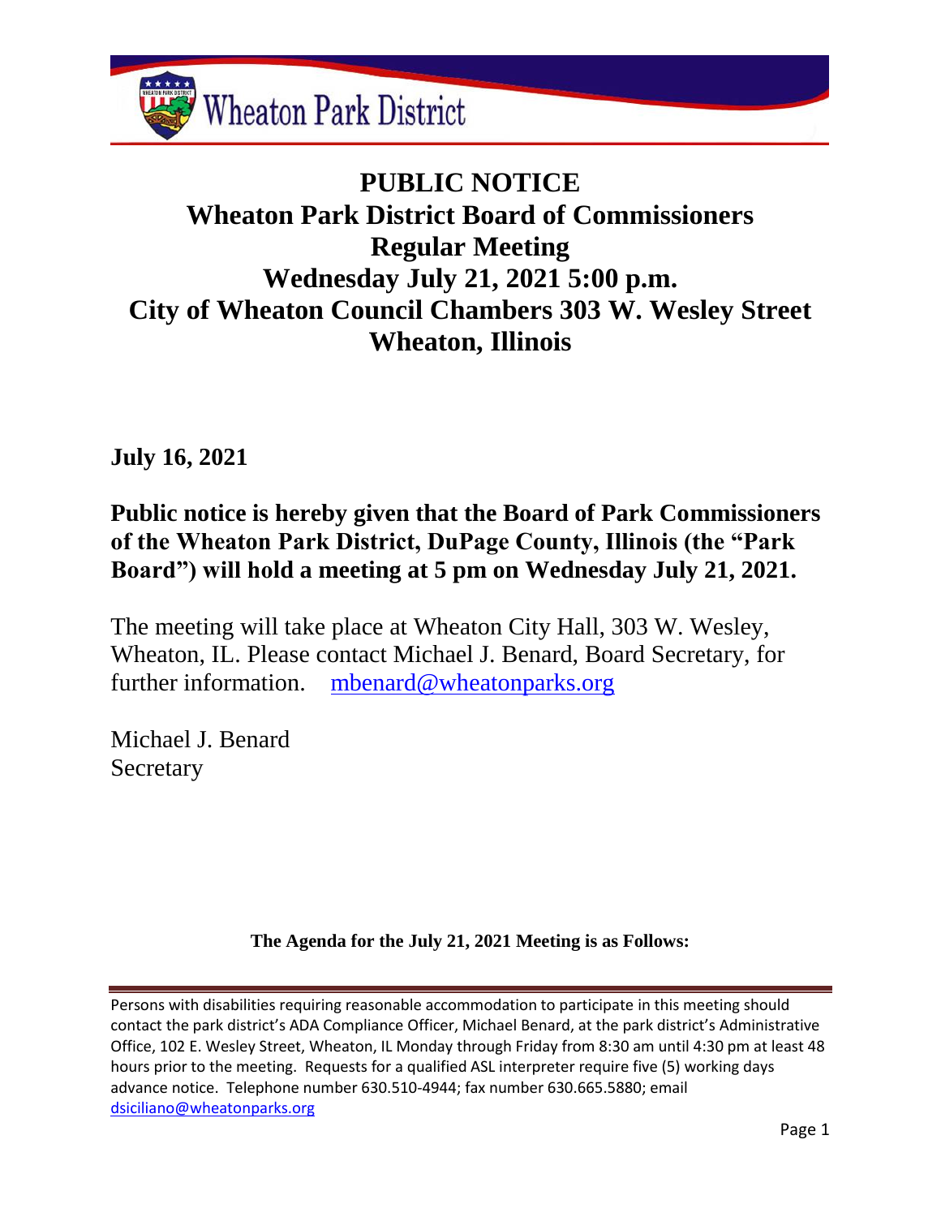Wheaton Park District

# PUBLIC NOTICE
# Wheaton Park District Board of Commissioners
# Regular Meeting
# Wednesday July 21, 2021 5:00 p.m.
# City of Wheaton Council Chambers 303 W. Wesley Street
# Wheaton, Illinois

**July 16, 2021**

**Public notice is hereby given that the Board of Park Commissioners of the Wheaton Park District, DuPage County, Illinois (the "Park Board") will hold a meeting at 5 pm on Wednesday July 21, 2021.**

The meeting will take place at Wheaton City Hall, 303 W. Wesley, Wheaton, IL. Please contact Michael J. Benard, Board Secretary, for further information. mbenard@wheatonparks.org

Michael J. Benard
Secretary

**The Agenda for the July 21, 2021 Meeting is as Follows:**

---

Persons with disabilities requiring reasonable accommodation to participate in this meeting should contact the park district's ADA Compliance Officer, Michael Benard, at the park district's Administrative Office, 102 E. Wesley Street, Wheaton, IL Monday through Friday from 8:30 am until 4:30 pm at least 48 hours prior to the meeting. Requests for a qualified ASL interpreter require five (5) working days advance notice. Telephone number 630.510-4944; fax number 630.665.5880; email dsiciliano@wheatonparks.org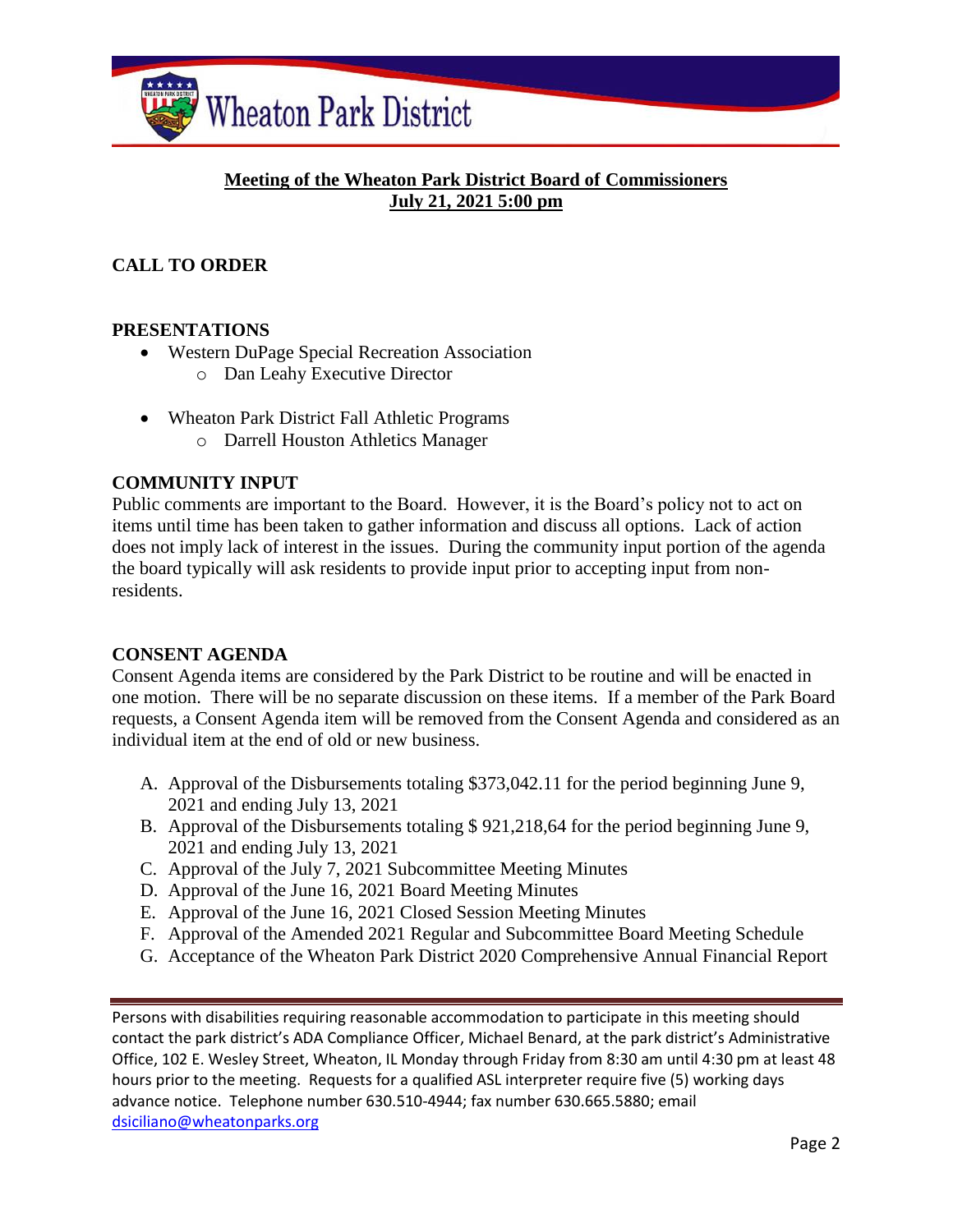**Meeting of the Wheaton Park District Board of Commissioners**
**July 21, 2021 5:00 pm**

## CALL TO ORDER

## PRESENTATIONS

- Western DuPage Special Recreation Association
    - Dan Leahy Executive Director
- Wheaton Park District Fall Athletic Programs
    - Darrell Houston Athletics Manager

## COMMUNITY INPUT

Public comments are important to the Board. However, it is the Board's policy not to act on items until time has been taken to gather information and discuss all options. Lack of action does not imply lack of interest in the issues. During the community input portion of the agenda the board typically will ask residents to provide input prior to accepting input from non-residents.

## CONSENT AGENDA

Consent Agenda items are considered by the Park District to be routine and will be enacted in one motion. There will be no separate discussion on these items. If a member of the Park Board requests, a Consent Agenda item will be removed from the Consent Agenda and considered as an individual item at the end of old or new business.

A. Approval of the Disbursements totaling $373,042.11 for the period beginning June 9, 2021 and ending July 13, 2021
B. Approval of the Disbursements totaling $ 921,218,64 for the period beginning June 9, 2021 and ending July 13, 2021
C. Approval of the July 7, 2021 Subcommittee Meeting Minutes
D. Approval of the June 16, 2021 Board Meeting Minutes
E. Approval of the June 16, 2021 Closed Session Meeting Minutes
F. Approval of the Amended 2021 Regular and Subcommittee Board Meeting Schedule
G. Acceptance of the Wheaton Park District 2020 Comprehensive Annual Financial Report

---

Persons with disabilities requiring reasonable accommodation to participate in this meeting should contact the park district's ADA Compliance Officer, Michael Benard, at the park district's Administrative Office, 102 E. Wesley Street, Wheaton, IL Monday through Friday from 8:30 am until 4:30 pm at least 48 hours prior to the meeting. Requests for a qualified ASL interpreter require five (5) working days advance notice. Telephone number 630.510-4944; fax number 630.665.5880; email dsiciliano@wheatonparks.org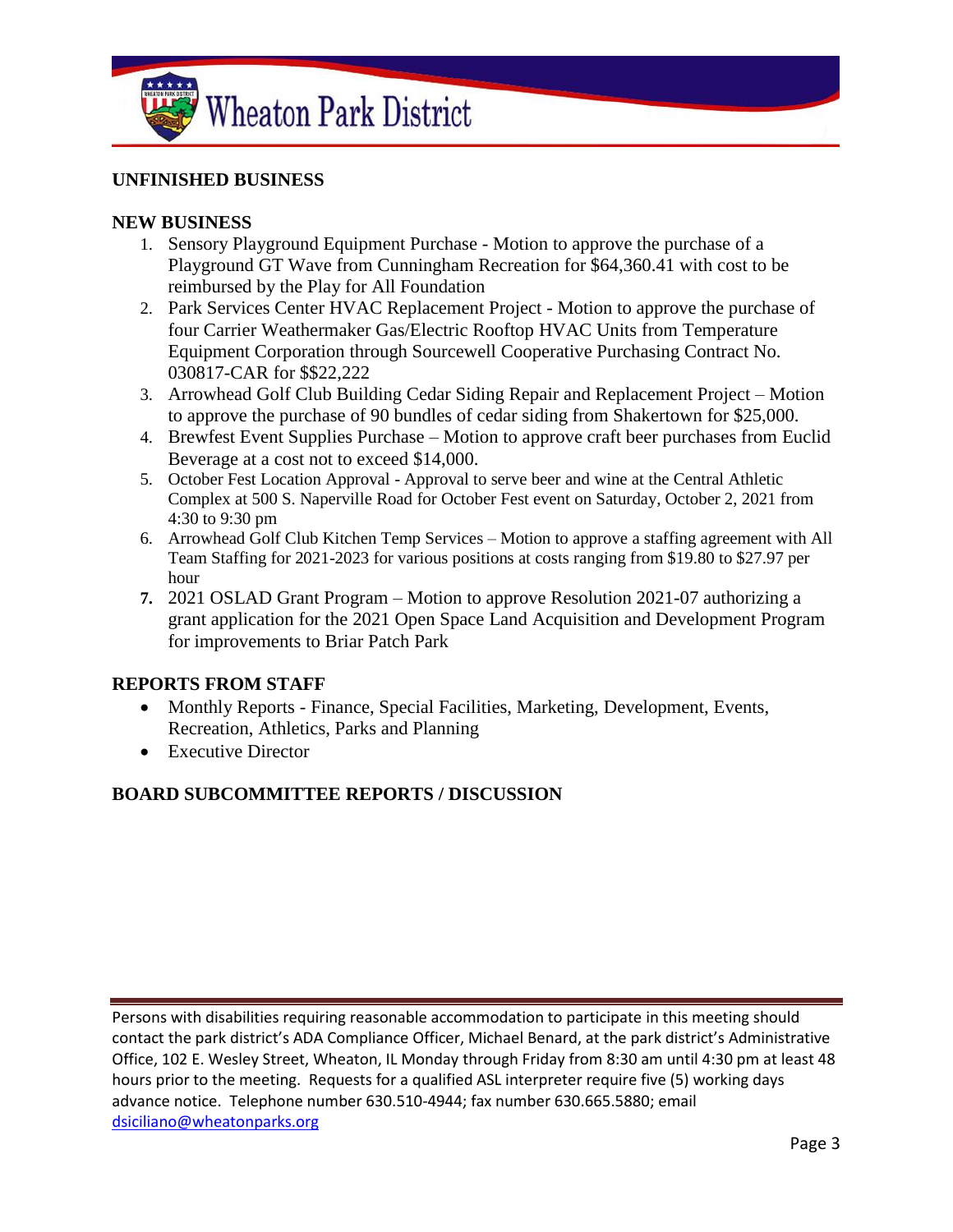## UNFINISHED BUSINESS

## NEW BUSINESS

1. Sensory Playground Equipment Purchase - Motion to approve the purchase of a Playground GT Wave from Cunningham Recreation for $64,360.41 with cost to be reimbursed by the Play for All Foundation
2. Park Services Center HVAC Replacement Project - Motion to approve the purchase of four Carrier Weathermaker Gas/Electric Rooftop HVAC Units from Temperature Equipment Corporation through Sourcewell Cooperative Purchasing Contract No. 030817-CAR for $$22,222
3. Arrowhead Golf Club Building Cedar Siding Repair and Replacement Project – Motion to approve the purchase of 90 bundles of cedar siding from Shakertown for $25,000.
4. Brewfest Event Supplies Purchase – Motion to approve craft beer purchases from Euclid Beverage at a cost not to exceed $14,000.
5. October Fest Location Approval - Approval to serve beer and wine at the Central Athletic Complex at 500 S. Naperville Road for October Fest event on Saturday, October 2, 2021 from 4:30 to 9:30 pm
6. Arrowhead Golf Club Kitchen Temp Services – Motion to approve a staffing agreement with All Team Staffing for 2021-2023 for various positions at costs ranging from $19.80 to $27.97 per hour
7. 2021 OSLAD Grant Program – Motion to approve Resolution 2021-07 authorizing a grant application for the 2021 Open Space Land Acquisition and Development Program for improvements to Briar Patch Park

## REPORTS FROM STAFF

- Monthly Reports - Finance, Special Facilities, Marketing, Development, Events, Recreation, Athletics, Parks and Planning
- Executive Director

## BOARD SUBCOMMITTEE REPORTS / DISCUSSION

Persons with disabilities requiring reasonable accommodation to participate in this meeting should contact the park district's ADA Compliance Officer, Michael Benard, at the park district's Administrative Office, 102 E. Wesley Street, Wheaton, IL Monday through Friday from 8:30 am until 4:30 pm at least 48 hours prior to the meeting. Requests for a qualified ASL interpreter require five (5) working days advance notice. Telephone number 630.510-4944; fax number 630.665.5880; email dsiciliano@wheatonparks.org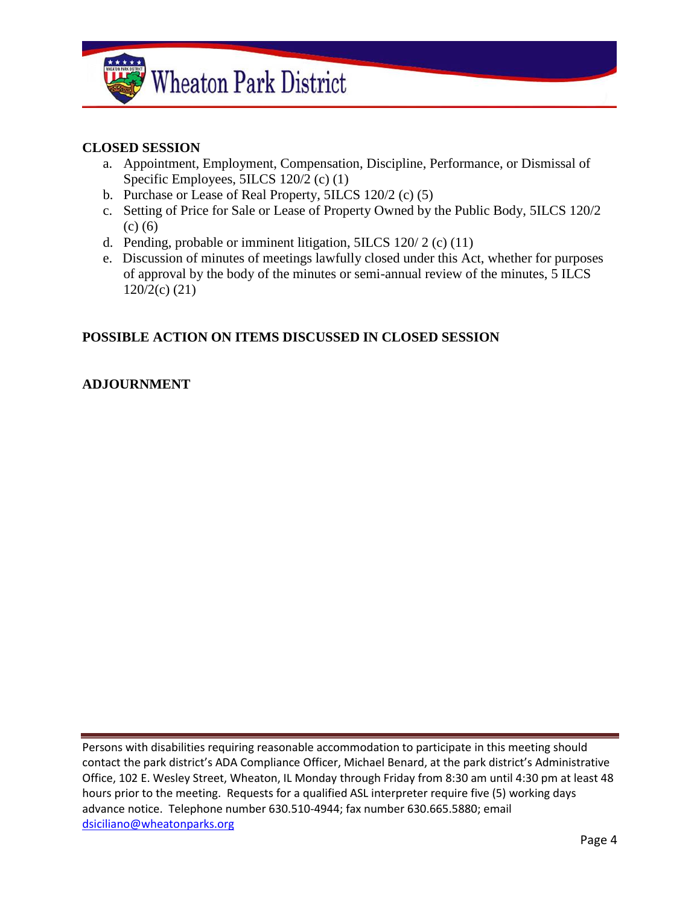**CLOSED SESSION**

a. Appointment, Employment, Compensation, Discipline, Performance, or Dismissal of Specific Employees, 5ILCS 120/2 (c) (1)
b. Purchase or Lease of Real Property, 5ILCS 120/2 (c) (5)
c. Setting of Price for Sale or Lease of Property Owned by the Public Body, 5ILCS 120/2 (c) (6)
d. Pending, probable or imminent litigation, 5ILCS 120/ 2 (c) (11)
e. Discussion of minutes of meetings lawfully closed under this Act, whether for purposes of approval by the body of the minutes or semi-annual review of the minutes, 5 ILCS 120/2(c) (21)

**POSSIBLE ACTION ON ITEMS DISCUSSED IN CLOSED SESSION**

**ADJOURNMENT**

Persons with disabilities requiring reasonable accommodation to participate in this meeting should contact the park district's ADA Compliance Officer, Michael Benard, at the park district's Administrative Office, 102 E. Wesley Street, Wheaton, IL Monday through Friday from 8:30 am until 4:30 pm at least 48 hours prior to the meeting. Requests for a qualified ASL interpreter require five (5) working days advance notice. Telephone number 630.510-4944; fax number 630.665.5880; email dsiciliano@wheatonparks.org